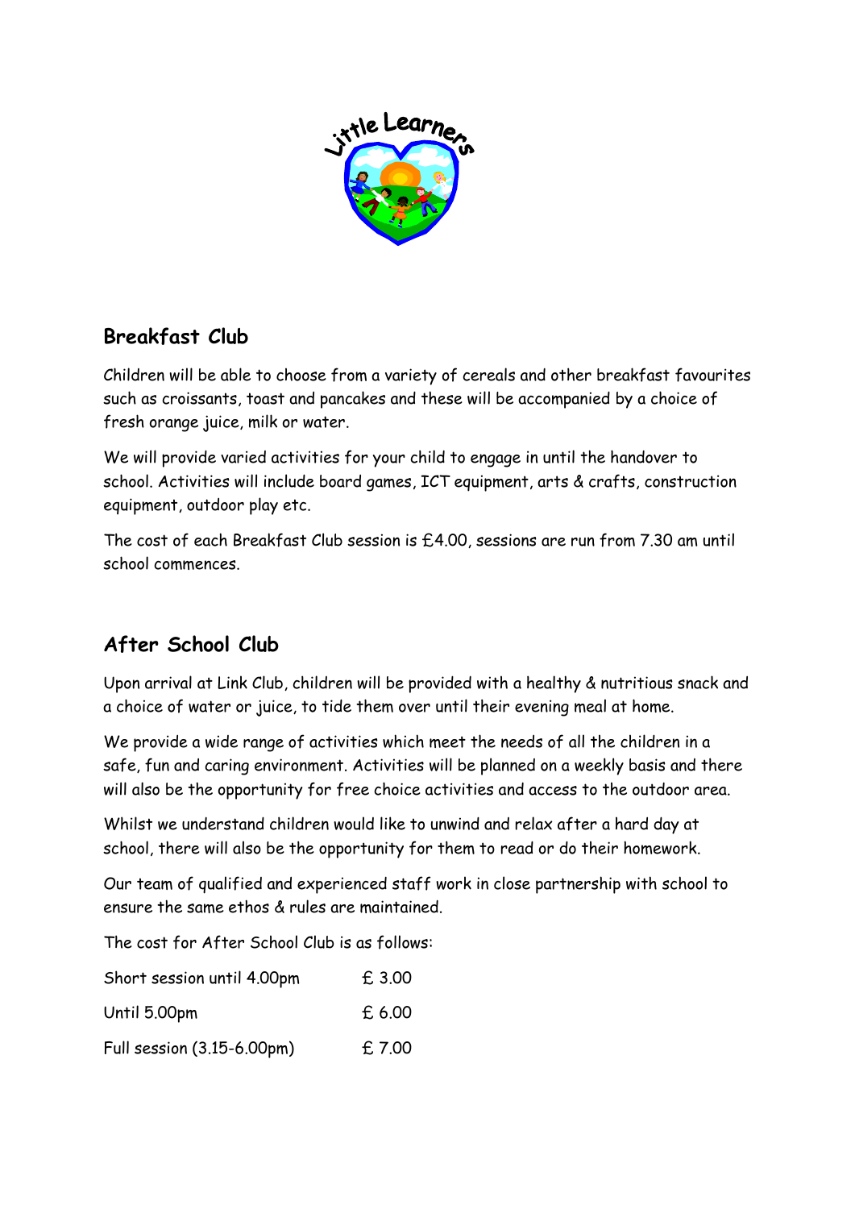## Breakfast Club

Children will be able to choose from a variety of cereals and other breakfast favourites such as croissants, toast and pancakes and these will be accompanied by a choice of fresh orange juice, milk or water.

We will provide varied activities for your child to engage in until the handover to school. Activities will include board games, ICT equipment, arts & crafts, construction equipment, outdoor play etc.

The cost of each Breakfast Club session is £4.00, sessions are run from 7.30 am until school commences.

## After School Club

Upon arrival at Link Club, children will be provided with a healthy & nutritious snack and a choice of water or juice, to tide them over until their evening meal at home.

We provide a wide range of activities which meet the needs of all the children in a safe, fun and caring environment. Activities will be planned on a weekly basis and there will also be the opportunity for free choice activities and access to the outdoor area.

Whilst we understand children would like to unwind and relax after a hard day at school, there will also be the opportunity for them to read or do their homework.

Our team of qualified and experienced staff work in close partnership with school to ensure the same ethos & rules are maintained.

The cost for After School Club is as follows:

| | |
|---|---|
| Short session until 4.00pm | £ 3.00 |
| Until 5.00pm | £ 6.00 |
| Full session (3.15-6.00pm) | £ 7.00 |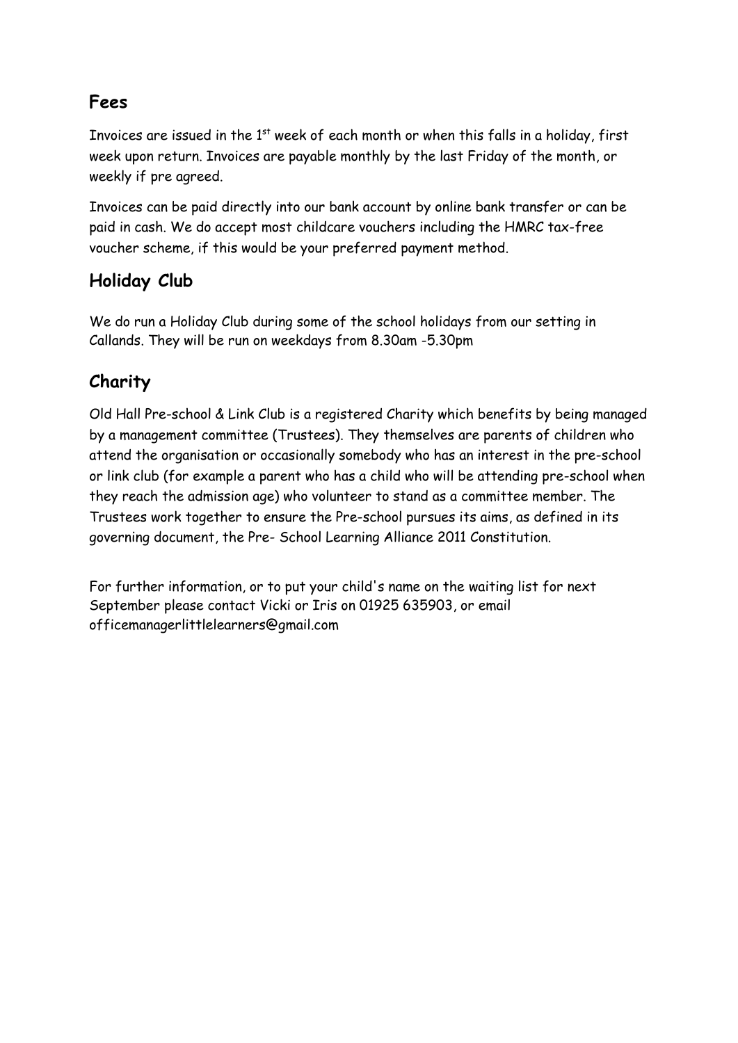## Fees

Invoices are issued in the 1st week of each month or when this falls in a holiday, first week upon return. Invoices are payable monthly by the last Friday of the month, or weekly if pre agreed.

Invoices can be paid directly into our bank account by online bank transfer or can be paid in cash. We do accept most childcare vouchers including the HMRC tax-free voucher scheme, if this would be your preferred payment method.

## Holiday Club

We do run a Holiday Club during some of the school holidays from our setting in Callands. They will be run on weekdays from 8.30am -5.30pm

## Charity

Old Hall Pre-school & Link Club is a registered Charity which benefits by being managed by a management committee (Trustees). They themselves are parents of children who attend the organisation or occasionally somebody who has an interest in the pre-school or link club (for example a parent who has a child who will be attending pre-school when they reach the admission age) who volunteer to stand as a committee member. The Trustees work together to ensure the Pre-school pursues its aims, as defined in its governing document, the Pre- School Learning Alliance 2011 Constitution.

For further information, or to put your child's name on the waiting list for next September please contact Vicki or Iris on 01925 635903, or email officemanagerlittlelearners@gmail.com